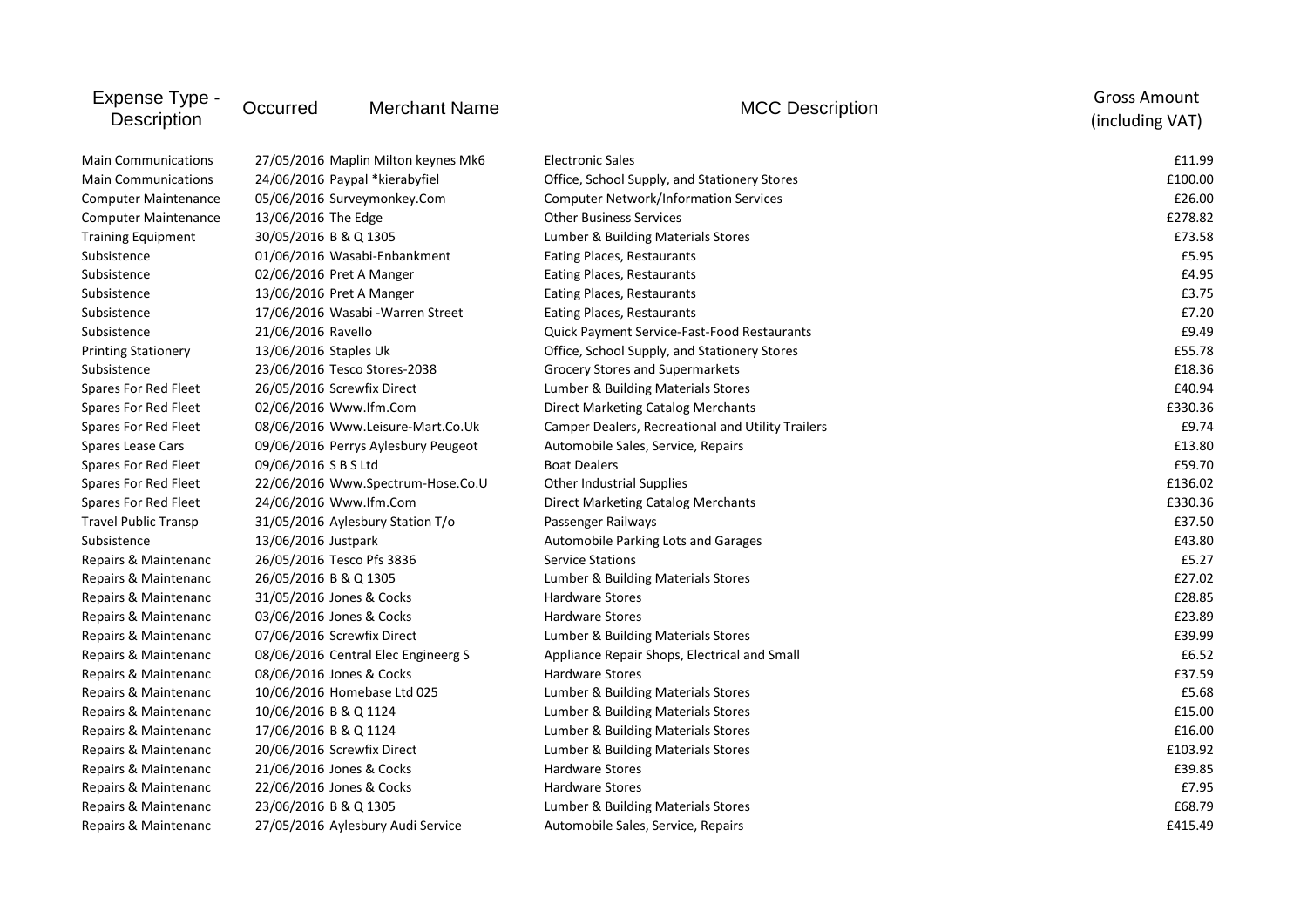| Expense Type - Description | Occurred | Merchant Name | MCC Description | Gross Amount (including VAT) |
|---|---|---|---|---|
| Main Communications | 27/05/2016 | Maplin Milton keynes Mk6 | Electronic Sales | £11.99 |
| Main Communications | 24/06/2016 | Paypal *kierabyfiel | Office, School Supply, and Stationery Stores | £100.00 |
| Computer Maintenance | 05/06/2016 | Surveymonkey.Com | Computer Network/Information Services | £26.00 |
| Computer Maintenance | 13/06/2016 | The Edge | Other Business Services | £278.82 |
| Training Equipment | 30/05/2016 | B & Q 1305 | Lumber & Building Materials Stores | £73.58 |
| Subsistence | 01/06/2016 | Wasabi-Enbankment | Eating Places, Restaurants | £5.95 |
| Subsistence | 02/06/2016 | Pret A Manger | Eating Places, Restaurants | £4.95 |
| Subsistence | 13/06/2016 | Pret A Manger | Eating Places, Restaurants | £3.75 |
| Subsistence | 17/06/2016 | Wasabi -Warren Street | Eating Places, Restaurants | £7.20 |
| Subsistence | 21/06/2016 | Ravello | Quick Payment Service-Fast-Food Restaurants | £9.49 |
| Printing Stationery | 13/06/2016 | Staples Uk | Office, School Supply, and Stationery Stores | £55.78 |
| Subsistence | 23/06/2016 | Tesco Stores-2038 | Grocery Stores and Supermarkets | £18.36 |
| Spares For Red Fleet | 26/05/2016 | Screwfix Direct | Lumber & Building Materials Stores | £40.94 |
| Spares For Red Fleet | 02/06/2016 | Www.Ifm.Com | Direct Marketing Catalog Merchants | £330.36 |
| Spares For Red Fleet | 08/06/2016 | Www.Leisure-Mart.Co.Uk | Camper Dealers, Recreational and Utility Trailers | £9.74 |
| Spares Lease Cars | 09/06/2016 | Perrys Aylesbury Peugeot | Automobile Sales, Service, Repairs | £13.80 |
| Spares For Red Fleet | 09/06/2016 | S B S Ltd | Boat Dealers | £59.70 |
| Spares For Red Fleet | 22/06/2016 | Www.Spectrum-Hose.Co.U | Other Industrial Supplies | £136.02 |
| Spares For Red Fleet | 24/06/2016 | Www.Ifm.Com | Direct Marketing Catalog Merchants | £330.36 |
| Travel Public Transp | 31/05/2016 | Aylesbury Station T/o | Passenger Railways | £37.50 |
| Subsistence | 13/06/2016 | Justpark | Automobile Parking Lots and Garages | £43.80 |
| Repairs & Maintenanc | 26/05/2016 | Tesco Pfs 3836 | Service Stations | £5.27 |
| Repairs & Maintenanc | 26/05/2016 | B & Q 1305 | Lumber & Building Materials Stores | £27.02 |
| Repairs & Maintenanc | 31/05/2016 | Jones & Cocks | Hardware Stores | £28.85 |
| Repairs & Maintenanc | 03/06/2016 | Jones & Cocks | Hardware Stores | £23.89 |
| Repairs & Maintenanc | 07/06/2016 | Screwfix Direct | Lumber & Building Materials Stores | £39.99 |
| Repairs & Maintenanc | 08/06/2016 | Central Elec Engineerg S | Appliance Repair Shops, Electrical and Small | £6.52 |
| Repairs & Maintenanc | 08/06/2016 | Jones & Cocks | Hardware Stores | £37.59 |
| Repairs & Maintenanc | 10/06/2016 | Homebase Ltd 025 | Lumber & Building Materials Stores | £5.68 |
| Repairs & Maintenanc | 10/06/2016 | B & Q 1124 | Lumber & Building Materials Stores | £15.00 |
| Repairs & Maintenanc | 17/06/2016 | B & Q 1124 | Lumber & Building Materials Stores | £16.00 |
| Repairs & Maintenanc | 20/06/2016 | Screwfix Direct | Lumber & Building Materials Stores | £103.92 |
| Repairs & Maintenanc | 21/06/2016 | Jones & Cocks | Hardware Stores | £39.85 |
| Repairs & Maintenanc | 22/06/2016 | Jones & Cocks | Hardware Stores | £7.95 |
| Repairs & Maintenanc | 23/06/2016 | B & Q 1305 | Lumber & Building Materials Stores | £68.79 |
| Repairs & Maintenanc | 27/05/2016 | Aylesbury Audi Service | Automobile Sales, Service, Repairs | £415.49 |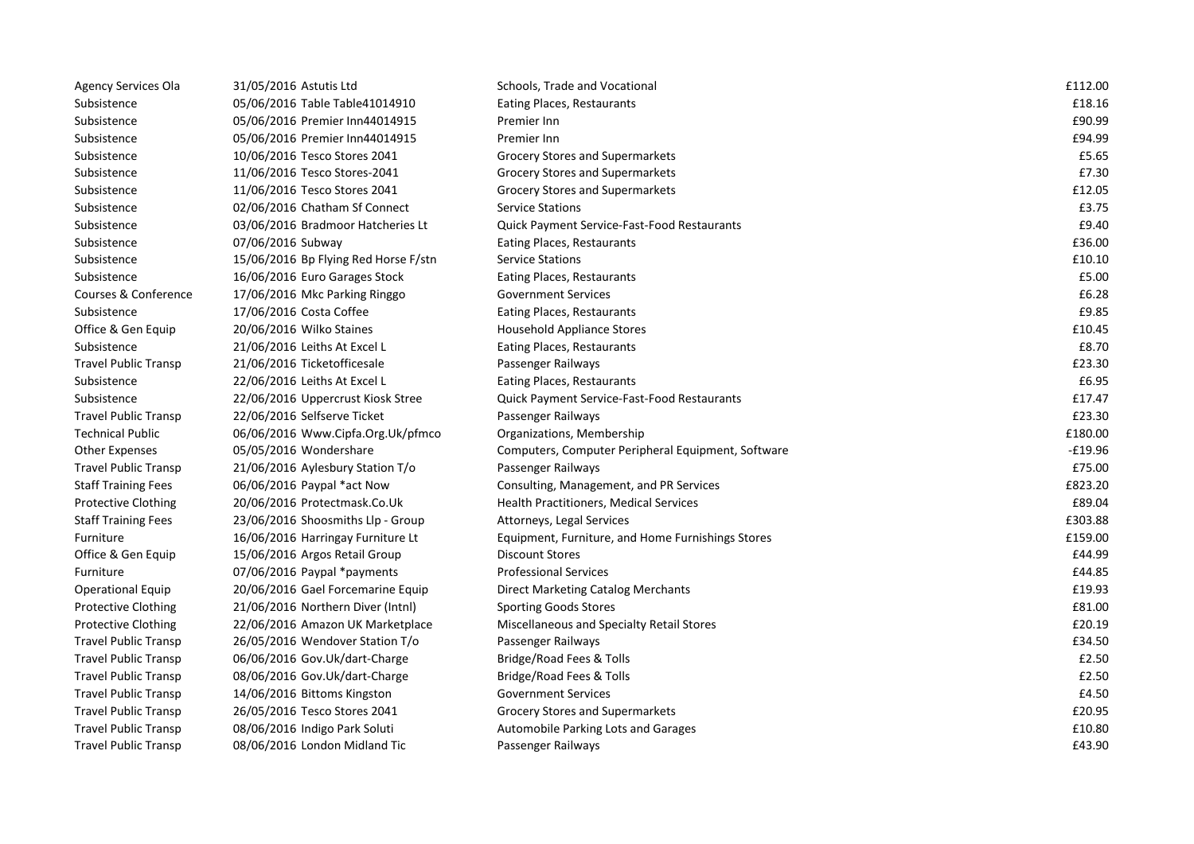| | | | | |
|---|---|---|---|---|
| Agency Services Ola | 31/05/2016 | Astutis Ltd | Schools, Trade and Vocational | £112.00 |
| Subsistence | 05/06/2016 | Table Table41014910 | Eating Places, Restaurants | £18.16 |
| Subsistence | 05/06/2016 | Premier Inn44014915 | Premier Inn | £90.99 |
| Subsistence | 05/06/2016 | Premier Inn44014915 | Premier Inn | £94.99 |
| Subsistence | 10/06/2016 | Tesco Stores 2041 | Grocery Stores and Supermarkets | £5.65 |
| Subsistence | 11/06/2016 | Tesco Stores-2041 | Grocery Stores and Supermarkets | £7.30 |
| Subsistence | 11/06/2016 | Tesco Stores 2041 | Grocery Stores and Supermarkets | £12.05 |
| Subsistence | 02/06/2016 | Chatham Sf Connect | Service Stations | £3.75 |
| Subsistence | 03/06/2016 | Bradmoor Hatcheries Lt | Quick Payment Service-Fast-Food Restaurants | £9.40 |
| Subsistence | 07/06/2016 | Subway | Eating Places, Restaurants | £36.00 |
| Subsistence | 15/06/2016 | Bp Flying Red Horse F/stn | Service Stations | £10.10 |
| Subsistence | 16/06/2016 | Euro Garages Stock | Eating Places, Restaurants | £5.00 |
| Courses & Conference | 17/06/2016 | Mkc Parking Ringgo | Government Services | £6.28 |
| Subsistence | 17/06/2016 | Costa Coffee | Eating Places, Restaurants | £9.85 |
| Office & Gen Equip | 20/06/2016 | Wilko Staines | Household Appliance Stores | £10.45 |
| Subsistence | 21/06/2016 | Leiths At Excel L | Eating Places, Restaurants | £8.70 |
| Travel Public Transp | 21/06/2016 | Ticketofficesale | Passenger Railways | £23.30 |
| Subsistence | 22/06/2016 | Leiths At Excel L | Eating Places, Restaurants | £6.95 |
| Subsistence | 22/06/2016 | Uppercrust Kiosk Stree | Quick Payment Service-Fast-Food Restaurants | £17.47 |
| Travel Public Transp | 22/06/2016 | Selfserve Ticket | Passenger Railways | £23.30 |
| Technical Public | 06/06/2016 | Www.Cipfa.Org.Uk/pfmco | Organizations, Membership | £180.00 |
| Other Expenses | 05/05/2016 | Wondershare | Computers, Computer Peripheral Equipment, Software | -£19.96 |
| Travel Public Transp | 21/06/2016 | Aylesbury Station T/o | Passenger Railways | £75.00 |
| Staff Training Fees | 06/06/2016 | Paypal *act Now | Consulting, Management, and PR Services | £823.20 |
| Protective Clothing | 20/06/2016 | Protectmask.Co.Uk | Health Practitioners, Medical Services | £89.04 |
| Staff Training Fees | 23/06/2016 | Shoosmiths Llp - Group | Attorneys, Legal Services | £303.88 |
| Furniture | 16/06/2016 | Harringay Furniture Lt | Equipment, Furniture, and Home Furnishings Stores | £159.00 |
| Office & Gen Equip | 15/06/2016 | Argos Retail Group | Discount Stores | £44.99 |
| Furniture | 07/06/2016 | Paypal *payments | Professional Services | £44.85 |
| Operational Equip | 20/06/2016 | Gael Forcemarine Equip | Direct Marketing Catalog Merchants | £19.93 |
| Protective Clothing | 21/06/2016 | Northern Diver (Intnl) | Sporting Goods Stores | £81.00 |
| Protective Clothing | 22/06/2016 | Amazon UK Marketplace | Miscellaneous and Specialty Retail Stores | £20.19 |
| Travel Public Transp | 26/05/2016 | Wendover Station T/o | Passenger Railways | £34.50 |
| Travel Public Transp | 06/06/2016 | Gov.Uk/dart-Charge | Bridge/Road Fees & Tolls | £2.50 |
| Travel Public Transp | 08/06/2016 | Gov.Uk/dart-Charge | Bridge/Road Fees & Tolls | £2.50 |
| Travel Public Transp | 14/06/2016 | Bittoms Kingston | Government Services | £4.50 |
| Travel Public Transp | 26/05/2016 | Tesco Stores 2041 | Grocery Stores and Supermarkets | £20.95 |
| Travel Public Transp | 08/06/2016 | Indigo Park Soluti | Automobile Parking Lots and Garages | £10.80 |
| Travel Public Transp | 08/06/2016 | London Midland Tic | Passenger Railways | £43.90 |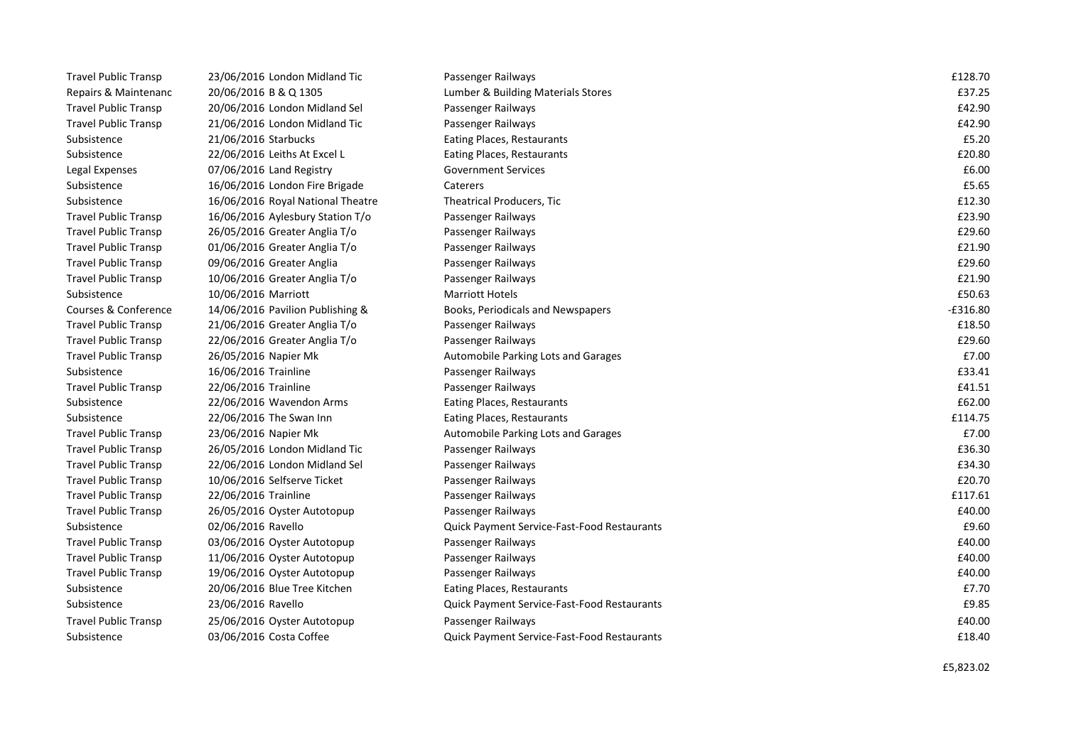| | | | | |
|---|---|---|---|---|
| Travel Public Transp | 23/06/2016 | London Midland Tic | Passenger Railways | £128.70 |
| Repairs & Maintenanc | 20/06/2016 | B & Q 1305 | Lumber & Building Materials Stores | £37.25 |
| Travel Public Transp | 20/06/2016 | London Midland Sel | Passenger Railways | £42.90 |
| Travel Public Transp | 21/06/2016 | London Midland Tic | Passenger Railways | £42.90 |
| Subsistence | 21/06/2016 | Starbucks | Eating Places, Restaurants | £5.20 |
| Subsistence | 22/06/2016 | Leiths At Excel L | Eating Places, Restaurants | £20.80 |
| Legal Expenses | 07/06/2016 | Land Registry | Government Services | £6.00 |
| Subsistence | 16/06/2016 | London Fire Brigade | Caterers | £5.65 |
| Subsistence | 16/06/2016 | Royal National Theatre | Theatrical Producers, Tic | £12.30 |
| Travel Public Transp | 16/06/2016 | Aylesbury Station T/o | Passenger Railways | £23.90 |
| Travel Public Transp | 26/05/2016 | Greater Anglia T/o | Passenger Railways | £29.60 |
| Travel Public Transp | 01/06/2016 | Greater Anglia T/o | Passenger Railways | £21.90 |
| Travel Public Transp | 09/06/2016 | Greater Anglia | Passenger Railways | £29.60 |
| Travel Public Transp | 10/06/2016 | Greater Anglia T/o | Passenger Railways | £21.90 |
| Subsistence | 10/06/2016 | Marriott | Marriott Hotels | £50.63 |
| Courses & Conference | 14/06/2016 | Pavilion Publishing & | Books, Periodicals and Newspapers | -£316.80 |
| Travel Public Transp | 21/06/2016 | Greater Anglia T/o | Passenger Railways | £18.50 |
| Travel Public Transp | 22/06/2016 | Greater Anglia T/o | Passenger Railways | £29.60 |
| Travel Public Transp | 26/05/2016 | Napier Mk | Automobile Parking Lots and Garages | £7.00 |
| Subsistence | 16/06/2016 | Trainline | Passenger Railways | £33.41 |
| Travel Public Transp | 22/06/2016 | Trainline | Passenger Railways | £41.51 |
| Subsistence | 22/06/2016 | Wavendon Arms | Eating Places, Restaurants | £62.00 |
| Subsistence | 22/06/2016 | The Swan Inn | Eating Places, Restaurants | £114.75 |
| Travel Public Transp | 23/06/2016 | Napier Mk | Automobile Parking Lots and Garages | £7.00 |
| Travel Public Transp | 26/05/2016 | London Midland Tic | Passenger Railways | £36.30 |
| Travel Public Transp | 22/06/2016 | London Midland Sel | Passenger Railways | £34.30 |
| Travel Public Transp | 10/06/2016 | Selfserve Ticket | Passenger Railways | £20.70 |
| Travel Public Transp | 22/06/2016 | Trainline | Passenger Railways | £117.61 |
| Travel Public Transp | 26/05/2016 | Oyster Autotopup | Passenger Railways | £40.00 |
| Subsistence | 02/06/2016 | Ravello | Quick Payment Service-Fast-Food Restaurants | £9.60 |
| Travel Public Transp | 03/06/2016 | Oyster Autotopup | Passenger Railways | £40.00 |
| Travel Public Transp | 11/06/2016 | Oyster Autotopup | Passenger Railways | £40.00 |
| Travel Public Transp | 19/06/2016 | Oyster Autotopup | Passenger Railways | £40.00 |
| Subsistence | 20/06/2016 | Blue Tree Kitchen | Eating Places, Restaurants | £7.70 |
| Subsistence | 23/06/2016 | Ravello | Quick Payment Service-Fast-Food Restaurants | £9.85 |
| Travel Public Transp | 25/06/2016 | Oyster Autotopup | Passenger Railways | £40.00 |
| Subsistence | 03/06/2016 | Costa Coffee | Quick Payment Service-Fast-Food Restaurants | £18.40 |
| | | | | £5,823.02 |